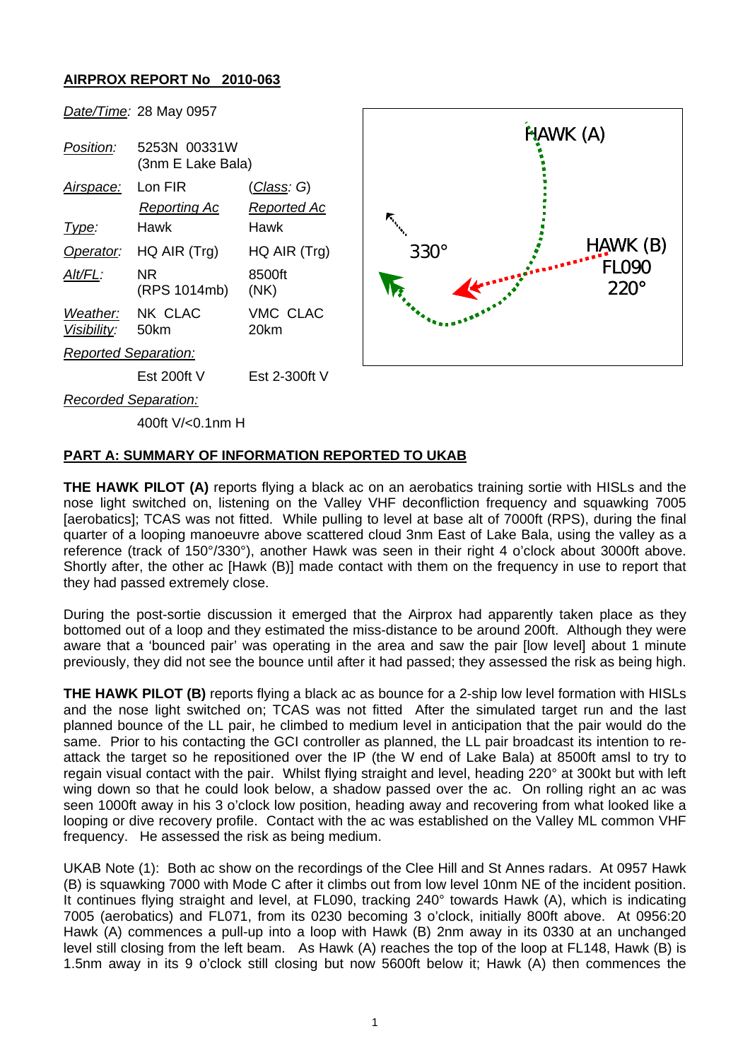**AIRPROX REPORT No 2010-063**

| | | |
|---|---|---|
| *Date/Time*: | 28 May 0957 | |
| *Position*: | 5253N 00331W (3nm E Lake Bala) | |
| *Airspace*: | Lon FIR | (*Class*: G) |
| | *Reporting Ac* | *Reported Ac* |
| *Type*: | Hawk | Hawk |
| *Operator*: | HQ AIR (Trg) | HQ AIR (Trg) |
| *Alt/FL*: | NR (RPS 1014mb) | 8500ft (NK) |
| *Weather*: *Visibility*: | NK CLAC 50km | VMC CLAC 20km |
| *Reported Separation*: | | |
| | Est 200ft V | Est 2-300ft V |
| *Recorded Separation*: | | |
| | 400ft V/<0.1nm H | |

HAWK (A)

330°

HAWK (B) FL090 220°

**PART A: SUMMARY OF INFORMATION REPORTED TO UKAB**

**THE HAWK PILOT (A)** reports flying a black ac on an aerobatics training sortie with HISLs and the nose light switched on, listening on the Valley VHF deconfliction frequency and squawking 7005 [aerobatics]; TCAS was not fitted. While pulling to level at base alt of 7000ft (RPS), during the final quarter of a looping manoeuvre above scattered cloud 3nm East of Lake Bala, using the valley as a reference (track of 150°/330°), another Hawk was seen in their right 4 o'clock about 3000ft above. Shortly after, the other ac [Hawk (B)] made contact with them on the frequency in use to report that they had passed extremely close.

During the post-sortie discussion it emerged that the Airprox had apparently taken place as they bottomed out of a loop and they estimated the miss-distance to be around 200ft. Although they were aware that a 'bounced pair' was operating in the area and saw the pair [low level] about 1 minute previously, they did not see the bounce until after it had passed; they assessed the risk as being high.

**THE HAWK PILOT (B)** reports flying a black ac as bounce for a 2-ship low level formation with HISLs and the nose light switched on; TCAS was not fitted After the simulated target run and the last planned bounce of the LL pair, he climbed to medium level in anticipation that the pair would do the same. Prior to his contacting the GCI controller as planned, the LL pair broadcast its intention to re-attack the target so he repositioned over the IP (the W end of Lake Bala) at 8500ft amsl to try to regain visual contact with the pair. Whilst flying straight and level, heading 220° at 300kt but with left wing down so that he could look below, a shadow passed over the ac. On rolling right an ac was seen 1000ft away in his 3 o'clock low position, heading away and recovering from what looked like a looping or dive recovery profile. Contact with the ac was established on the Valley ML common VHF frequency. He assessed the risk as being medium.

UKAB Note (1): Both ac show on the recordings of the Clee Hill and St Annes radars. At 0957 Hawk (B) is squawking 7000 with Mode C after it climbs out from low level 10nm NE of the incident position. It continues flying straight and level, at FL090, tracking 240° towards Hawk (A), which is indicating 7005 (aerobatics) and FL071, from its 0230 becoming 3 o'clock, initially 800ft above. At 0956:20 Hawk (A) commences a pull-up into a loop with Hawk (B) 2nm away in its 0330 at an unchanged level still closing from the left beam. As Hawk (A) reaches the top of the loop at FL148, Hawk (B) is 1.5nm away in its 9 o'clock still closing but now 5600ft below it; Hawk (A) then commences the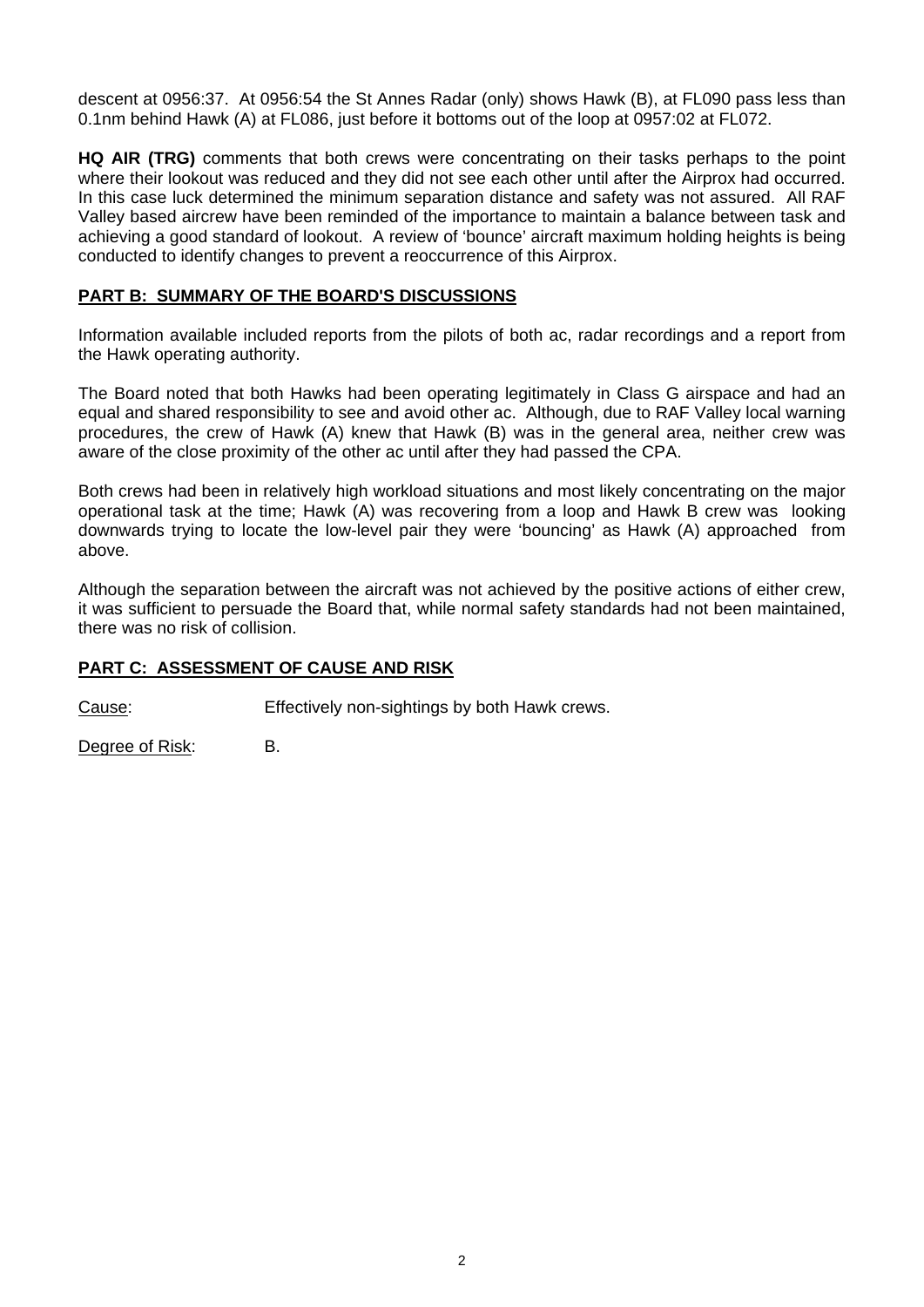descent at 0956:37. At 0956:54 the St Annes Radar (only) shows Hawk (B), at FL090 pass less than 0.1nm behind Hawk (A) at FL086, just before it bottoms out of the loop at 0957:02 at FL072.

**HQ AIR (TRG)** comments that both crews were concentrating on their tasks perhaps to the point where their lookout was reduced and they did not see each other until after the Airprox had occurred. In this case luck determined the minimum separation distance and safety was not assured. All RAF Valley based aircrew have been reminded of the importance to maintain a balance between task and achieving a good standard of lookout. A review of 'bounce' aircraft maximum holding heights is being conducted to identify changes to prevent a reoccurrence of this Airprox.

## PART B: SUMMARY OF THE BOARD'S DISCUSSIONS

Information available included reports from the pilots of both ac, radar recordings and a report from the Hawk operating authority.

The Board noted that both Hawks had been operating legitimately in Class G airspace and had an equal and shared responsibility to see and avoid other ac. Although, due to RAF Valley local warning procedures, the crew of Hawk (A) knew that Hawk (B) was in the general area, neither crew was aware of the close proximity of the other ac until after they had passed the CPA.

Both crews had been in relatively high workload situations and most likely concentrating on the major operational task at the time; Hawk (A) was recovering from a loop and Hawk B crew was looking downwards trying to locate the low-level pair they were 'bouncing' as Hawk (A) approached from above.

Although the separation between the aircraft was not achieved by the positive actions of either crew, it was sufficient to persuade the Board that, while normal safety standards had not been maintained, there was no risk of collision.

## PART C: ASSESSMENT OF CAUSE AND RISK

Cause: Effectively non-sightings by both Hawk crews.

Degree of Risk: B.